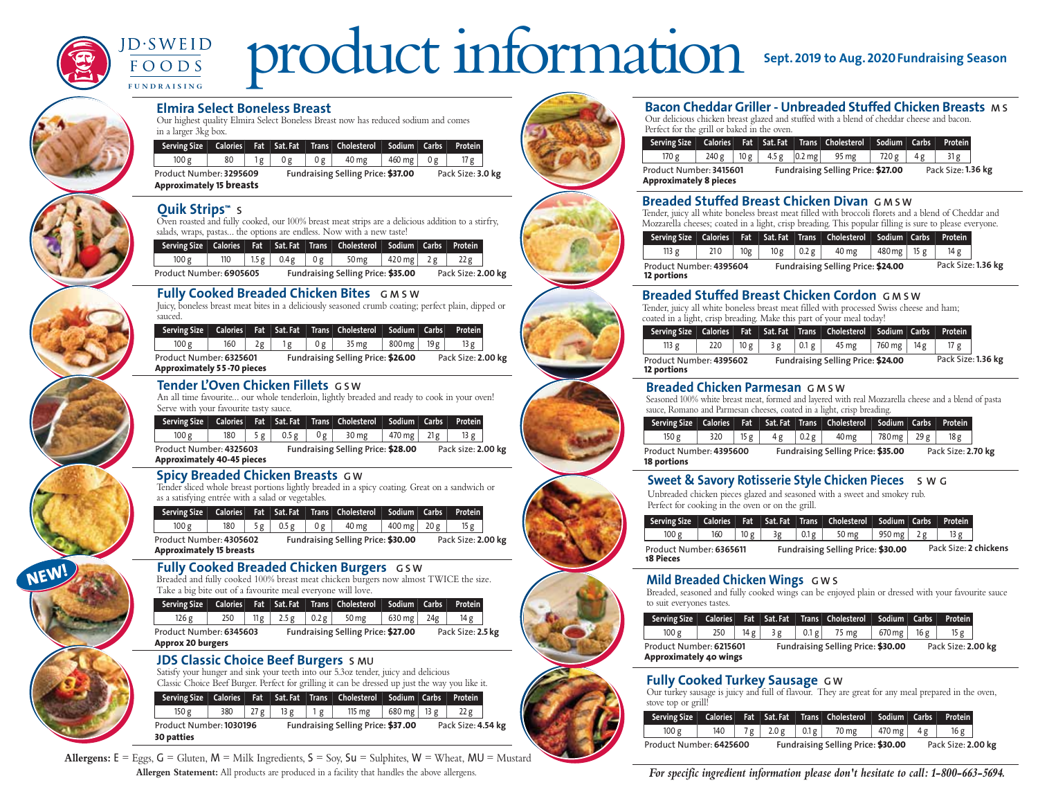# product information

JD·SWEID FOODS FUNDRAISING

**Sept. 2019 to Aug. 2020 Fundraising Season**

## Elmira Select Boneless Breast

Our highest quality Elmira Select Boneless Breast now has reduced sodium and comes in a larger 3kg box.

| Serving Size | Calories | Fat | Sat. Fat | Trans | Cholesterol | Sodium | Carbs | Protein |
|---|---|---|---|---|---|---|---|---|
| 100 g | 80 | 1 g | 0 g | 0 g | 40 mg | 460 mg | 0 g | 17 g |

Product Number: **3295609** Fundraising Selling Price: **$37.00** Pack Size: **3.0 kg**
**Approximately 15 breasts**

## Quik Strips™ S

Oven roasted and fully cooked, our 100% breast meat strips are a delicious addition to a stirfry, salads, wraps, pastas... the options are endless. Now with a new taste!

| Serving Size | Calories | Fat | Sat. Fat | Trans | Cholesterol | Sodium | Carbs | Protein |
|---|---|---|---|---|---|---|---|---|
| 100 g | 110 | 1.5 g | 0.4 g | 0 g | 50 mg | 420 mg | 2 g | 22 g |

Product Number: **6905605** Fundraising Selling Price: **$35.00** Pack Size: **2.00 kg**

## Fully Cooked Breaded Chicken Bites G M S W

Juicy, boneless breast meat bites in a deliciously seasoned crumb coating; perfect plain, dipped or sauced.

| Serving Size | Calories | Fat | Sat. Fat | Trans | Cholesterol | Sodium | Carbs | Protein |
|---|---|---|---|---|---|---|---|---|
| 100 g | 160 | 2 g | 1 g | 0 g | 35 mg | 800 mg | 19 g | 13 g |

Product Number: **6325601** Fundraising Selling Price: **$26.00** Pack Size: **2.00 kg**
**Approximately 55-70 pieces**

## Tender L'Oven Chicken Fillets G S W

An all time favourite... our whole tenderloin, lightly breaded and ready to cook in your oven! Serve with your favourite tasty sauce.

| Serving Size | Calories | Fat | Sat. Fat | Trans | Cholesterol | Sodium | Carbs | Protein |
|---|---|---|---|---|---|---|---|---|
| 100 g | 180 | 5 g | 0.5 g | 0 g | 30 mg | 470 mg | 21 g | 13 g |

Product Number: **4325603** Fundraising Selling Price: **$28.00** Pack size: **2.00 kg**
**Approximately 40-45 pieces**

## Spicy Breaded Chicken Breasts G W

Tender sliced whole breast portions lightly breaded in a spicy coating. Great on a sandwich or as a satisfying entrée with a salad or vegetables.

| Serving Size | Calories | Fat | Sat. Fat | Trans | Cholesterol | Sodium | Carbs | Protein |
|---|---|---|---|---|---|---|---|---|
| 100 g | 180 | 5 g | 0.5 g | 0 g | 40 mg | 400 mg | 20 g | 15 g |

Product Number: **4305602** Fundraising Selling Price: **$30.00** Pack Size: **2.00 kg**
**Approximately 15 breasts**

## NEW! Fully Cooked Breaded Chicken Burgers G S W

Breaded and fully cooked 100% breast meat chicken burgers now almost TWICE the size. Take a big bite out of a favourite meal everyone will love.

| Serving Size | Calories | Fat | Sat. Fat | Trans | Cholesterol | Sodium | Carbs | Protein |
|---|---|---|---|---|---|---|---|---|
| 126 g | 250 | 11 g | 2.5 g | 0.2 g | 50 mg | 630 mg | 24 g | 14 g |

Product Number: **6345603** Fundraising Selling Price: **$27.00** Pack Size: **2.5 kg**
**Approx 20 burgers**

## JDS Classic Choice Beef Burgers S MU

Satisfy your hunger and sink your teeth into our 5.3oz tender, juicy and delicious Classic Choice Beef Burger. Perfect for grilling it can be dressed up just the way you like it.

| Serving Size | Calories | Fat | Sat. Fat | Trans | Cholesterol | Sodium | Carbs | Protein |
|---|---|---|---|---|---|---|---|---|
| 150 g | 380 | 27 g | 13 g | 1 g | 115 mg | 680 mg | 13 g | 22 g |

Product Number: **1030196** Fundraising Selling Price: **$37.00** Pack Size: **4.54 kg**
**30 patties**

## Bacon Cheddar Griller - Unbreaded Stuffed Chicken Breasts M S

Our delicious chicken breast glazed and stuffed with a blend of cheddar cheese and bacon. Perfect for the grill or baked in the oven.

| Serving Size | Calories | Fat | Sat. Fat | Trans | Cholesterol | Sodium | Carbs | Protein |
|---|---|---|---|---|---|---|---|---|
| 170 g | 240 g | 10 g | 4.5 g | 0.2 mg | 95 mg | 720 g | 4 g | 31 g |

Product Number: **3415601** Fundraising Selling Price: **$27.00** Pack Size: **1.36 kg**
**Approximately 8 pieces**

## Breaded Stuffed Breast Chicken Divan G M S W

Tender, juicy all white boneless breast meat filled with broccoli florets and a blend of Cheddar and Mozzarella cheeses; coated in a light, crisp breading. This popular filling is sure to please everyone.

| Serving Size | Calories | Fat | Sat. Fat | Trans | Cholesterol | Sodium | Carbs | Protein |
|---|---|---|---|---|---|---|---|---|
| 113 g | 210 | 10 g | 10 g | 0.2 g | 40 mg | 480 mg | 15 g | 14 g |

Product Number: **4395604** Fundraising Selling Price: **$24.00** Pack Size: **1.36 kg**
**12 portions**

## Breaded Stuffed Breast Chicken Cordon G M S W

Tender, juicy all white boneless breast meat filled with processed Swiss cheese and ham; coated in a light, crisp breading. Make this part of your meal today!

| Serving Size | Calories | Fat | Sat. Fat | Trans | Cholesterol | Sodium | Carbs | Protein |
|---|---|---|---|---|---|---|---|---|
| 113 g | 220 | 10 g | 3 g | 0.1 g | 45 mg | 760 mg | 14 g | 17 g |

Product Number: **4395602** Fundraising Selling Price: **$24.00** Pack Size: **1.36 kg**
**12 portions**

## Breaded Chicken Parmesan G M S W

Seasoned 100% white breast meat, formed and layered with real Mozzarella cheese and a blend of pasta sauce, Romano and Parmesan cheeses, coated in a light, crisp breading.

| Serving Size | Calories | Fat | Sat. Fat | Trans | Cholesterol | Sodium | Carbs | Protein |
|---|---|---|---|---|---|---|---|---|
| 150 g | 320 | 15 g | 4 g | 0.2 g | 40 mg | 780 mg | 29 g | 18 g |

Product Number: **4395600** Fundraising Selling Price: **$35.00** Pack Size: **2.70 kg**
**18 portions**

## Sweet & Savory Rotisserie Style Chicken Pieces S W G

Unbreaded chicken pieces glazed and seasoned with a sweet and smokey rub. Perfect for cooking in the oven or on the grill.

| Serving Size | Calories | Fat | Sat. Fat | Trans | Cholesterol | Sodium | Carbs | Protein |
|---|---|---|---|---|---|---|---|---|
| 100 g | 160 | 10 g | 3g | 0.1 g | 50 mg | 950 mg | 2 g | 13 g |

Product Number: **6365611** Fundraising Selling Price: **$30.00** Pack Size: **2 chickens**
**18 Pieces**

## Mild Breaded Chicken Wings G W S

Breaded, seasoned and fully cooked wings can be enjoyed plain or dressed with your favourite sauce to suit everyones tastes.

| Serving Size | Calories | Fat | Sat. Fat | Trans | Cholesterol | Sodium | Carbs | Protein |
|---|---|---|---|---|---|---|---|---|
| 100 g | 250 | 14 g | 3 g | 0.1 g | 75 mg | 670 mg | 16 g | 15 g |

Product Number: **6215601** Fundraising Selling Price: **$30.00** Pack Size: **2.00 kg**
**Approximately 40 wings**

## Fully Cooked Turkey Sausage G W

Our turkey sausage is juicy and full of flavour. They are great for any meal prepared in the oven, stove top or grill!

| Serving Size | Calories | Fat | Sat. Fat | Trans | Cholesterol | Sodium | Carbs | Protein |
|---|---|---|---|---|---|---|---|---|
| 100 g | 140 | 7 g | 2.0 g | 0.1 g | 70 mg | 470 mg | 4 g | 16 g |

Product Number: **6425600** Fundraising Selling Price: **$30.00** Pack Size: **2.00 kg**

**Allergens:** E = Eggs, G = Gluten, M = Milk Ingredients, S = Soy, Su = Sulphites, W = Wheat, MU = Mustard

**Allergen Statement:** All products are produced in a facility that handles the above allergens.

*For specific ingredient information please don't hesitate to call: 1-800-663-5694.*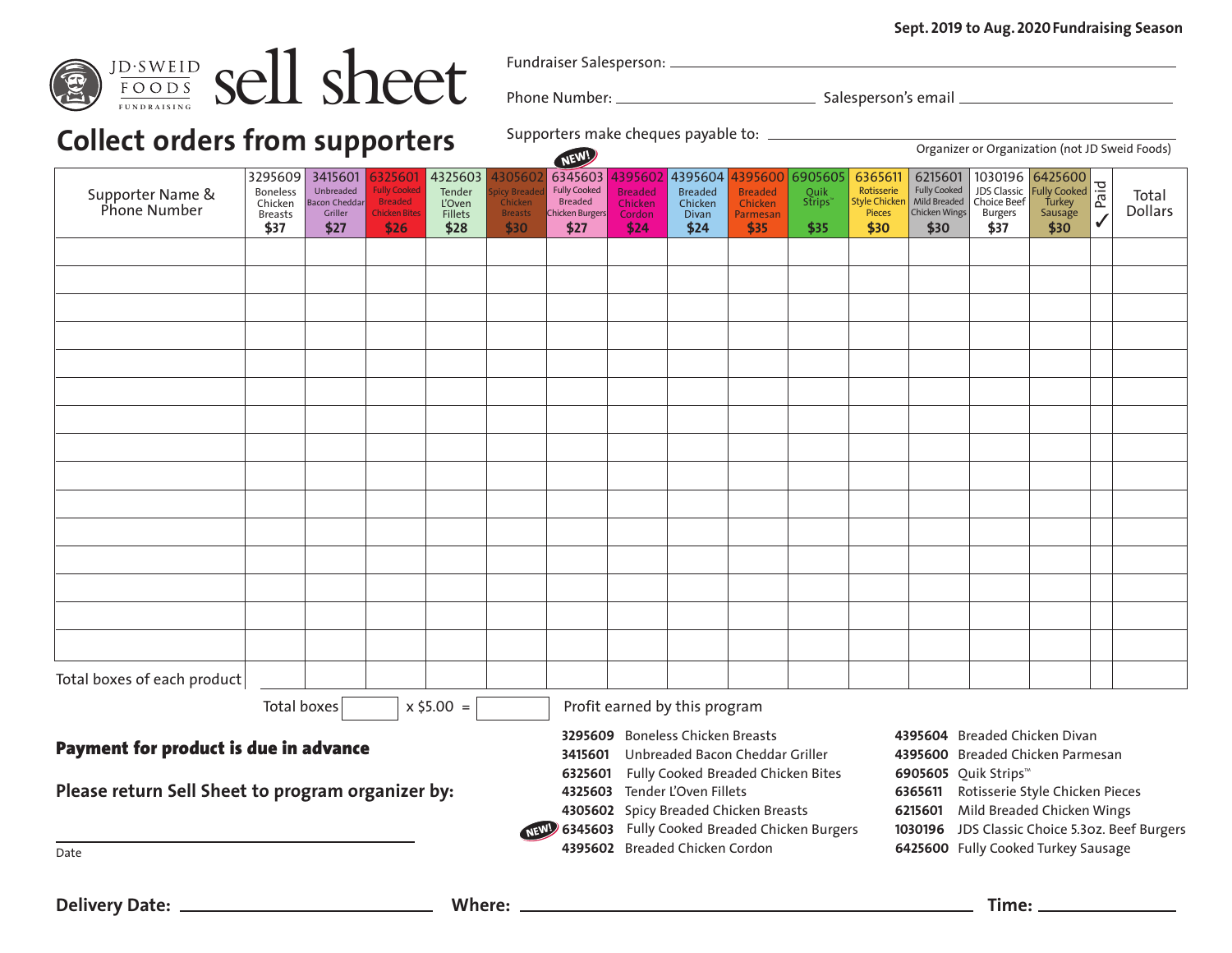Sept. 2019 to Aug. 2020 Fundraising Season

JD·SWEID FOODS FUNDRAISING

# sell sheet

Fundraiser Salesperson: ____________________

Phone Number: ____________________ Salesperson's email ____________________

## Collect orders from supporters

Supporters make cheques payable to: ____________________

Organizer or Organization (not JD Sweid Foods)

| Supporter Name & Phone Number | 3295609 Boneless Chicken Breasts $37 | 3415601 Unbreaded Bacon Cheddar Griller $27 | 6325601 Fully Cooked Breaded Chicken Bites $26 | 4325603 Tender L'Oven Fillets $28 | 4305602 Spicy Breaded Chicken Breasts $30 | NEW! 6345603 Fully Cooked Breaded Chicken Burgers $27 | 4395602 Breaded Chicken Cordon $24 | 4395604 Breaded Chicken Divan $24 | 4395600 Breaded Chicken Parmesan $35 | 6905605 Quik Strips™ $35 | 6365611 Rotisserie Style Chicken Pieces $30 | 6215601 Fully Cooked Mild Breaded Chicken Wings $30 | 1030196 JDS Classic Choice Beef Burgers $37 | 6425600 Fully Cooked Turkey Sausage $30 | Paid ✓ | Total Dollars |
|---|---|---|---|---|---|---|---|---|---|---|---|---|---|---|---|---|
| | | | | | | | | | | | | | | | | |
| | | | | | | | | | | | | | | | | |
| | | | | | | | | | | | | | | | | |
| | | | | | | | | | | | | | | | | |
| | | | | | | | | | | | | | | | | |
| | | | | | | | | | | | | | | | | |
| | | | | | | | | | | | | | | | | |
| | | | | | | | | | | | | | | | | |
| | | | | | | | | | | | | | | | | |
| | | | | | | | | | | | | | | | | |
| | | | | | | | | | | | | | | | | |
| | | | | | | | | | | | | | | | | |
| | | | | | | | | | | | | | | | | |
| | | | | | | | | | | | | | | | | |
| | | | | | | | | | | | | | | | | |
| Total boxes of each product | | | | | | | | | | | | | | | | |

Total boxes ______ x $5.00 = ______ Profit earned by this program

**Payment for product is due in advance**

**Please return Sell Sheet to program organizer by:**

____________________
Date

**3295609** Boneless Chicken Breasts
**3415601** Unbreaded Bacon Cheddar Griller
**6325601** Fully Cooked Breaded Chicken Bites
**4325603** Tender L'Oven Fillets
**4305602** Spicy Breaded Chicken Breasts
NEW! **6345603** Fully Cooked Breaded Chicken Burgers
**4395602** Breaded Chicken Cordon
**4395604** Breaded Chicken Divan
**4395600** Breaded Chicken Parmesan
**6905605** Quik Strips™
**6365611** Rotisserie Style Chicken Pieces
**6215601** Mild Breaded Chicken Wings
**1030196** JDS Classic Choice 5.3oz. Beef Burgers
**6425600** Fully Cooked Turkey Sausage

**Delivery Date:** ____________________ **Where:** ____________________ **Time:** ____________________